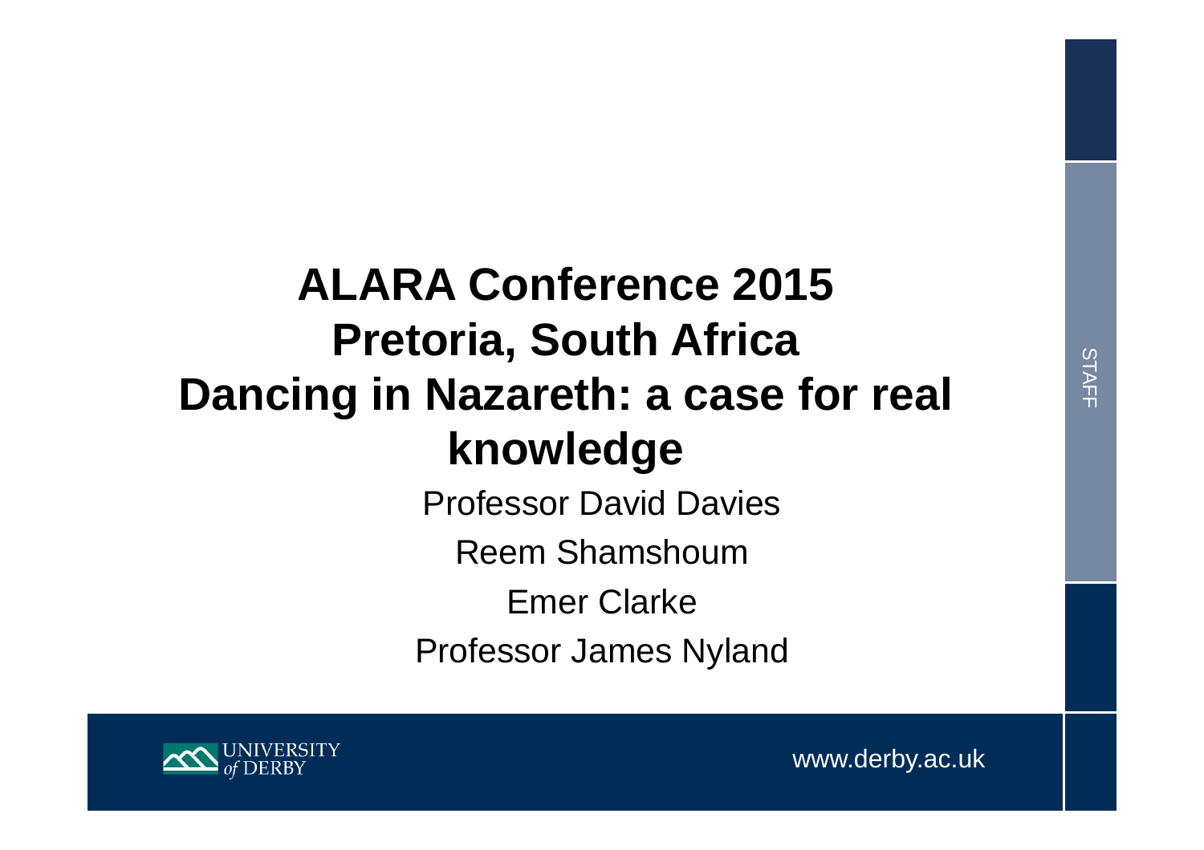# ALARA Conference 2015
# Pretoria, South Africa
# Dancing in Nazareth: a case for real knowledge

Professor David Davies

Reem Shamshoum

Emer Clarke

Professor James Nyland

UNIVERSITY of DERBY

www.derby.ac.uk

STAFF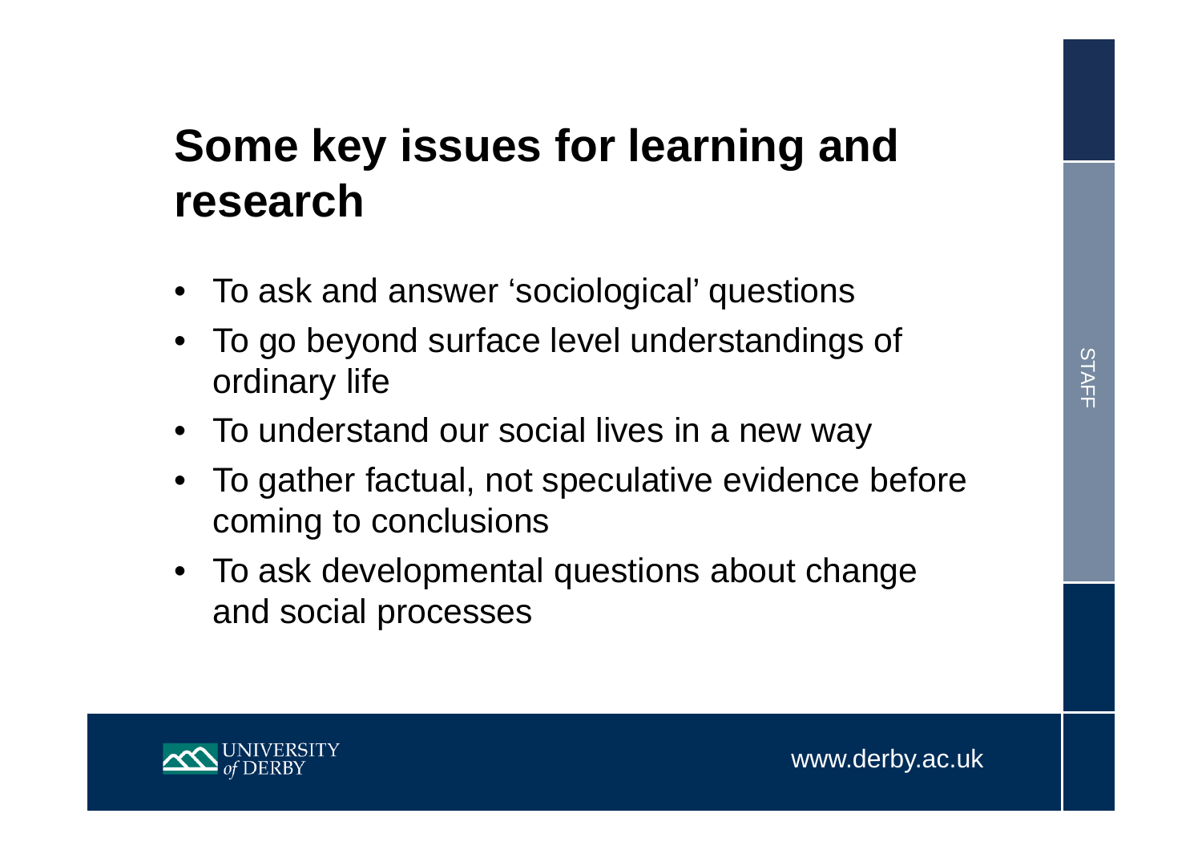# Some key issues for learning and research

- To ask and answer 'sociological' questions
- To go beyond surface level understandings of ordinary life
- To understand our social lives in a new way
- To gather factual, not speculative evidence before coming to conclusions
- To ask developmental questions about change and social processes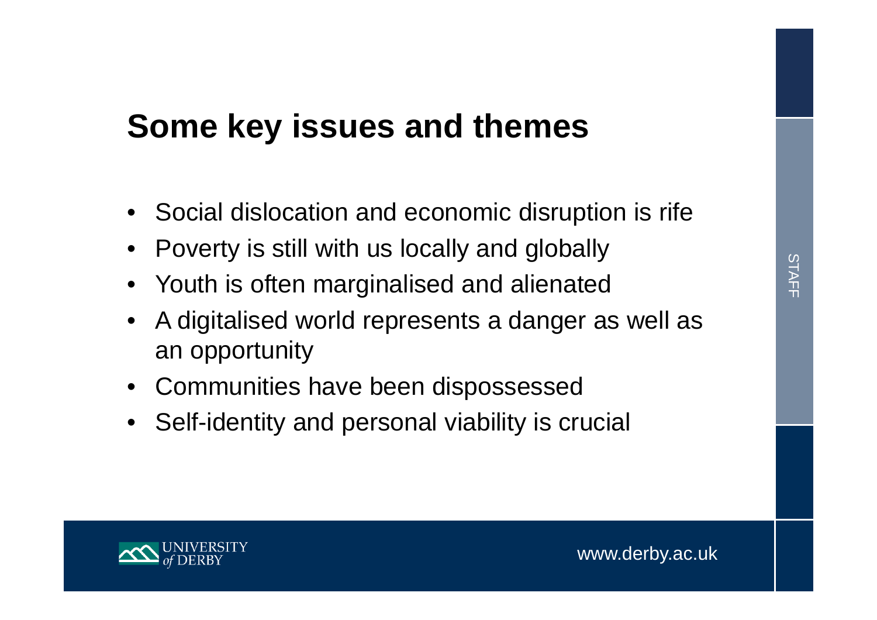# Some key issues and themes

- Social dislocation and economic disruption is rife
- Poverty is still with us locally and globally
- Youth is often marginalised and alienated
- A digitalised world represents a danger as well as an opportunity
- Communities have been dispossessed
- Self-identity and personal viability is crucial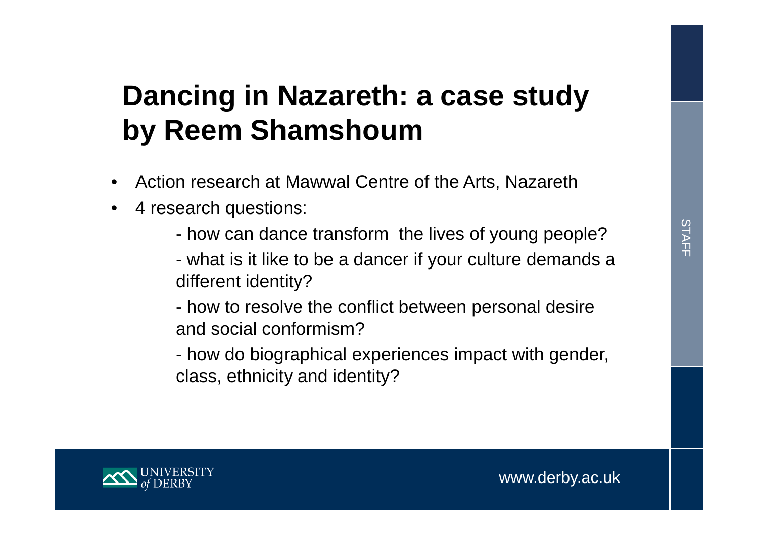# Dancing in Nazareth: a case study by Reem Shamshoum

- Action research at Mawwal Centre of the Arts, Nazareth
- 4 research questions:
  - how can dance transform  the lives of young people?
  - what is it like to be a dancer if your culture demands a different identity?
  - how to resolve the conflict between personal desire and social conformism?
  - how do biographical experiences impact with gender, class, ethnicity and identity?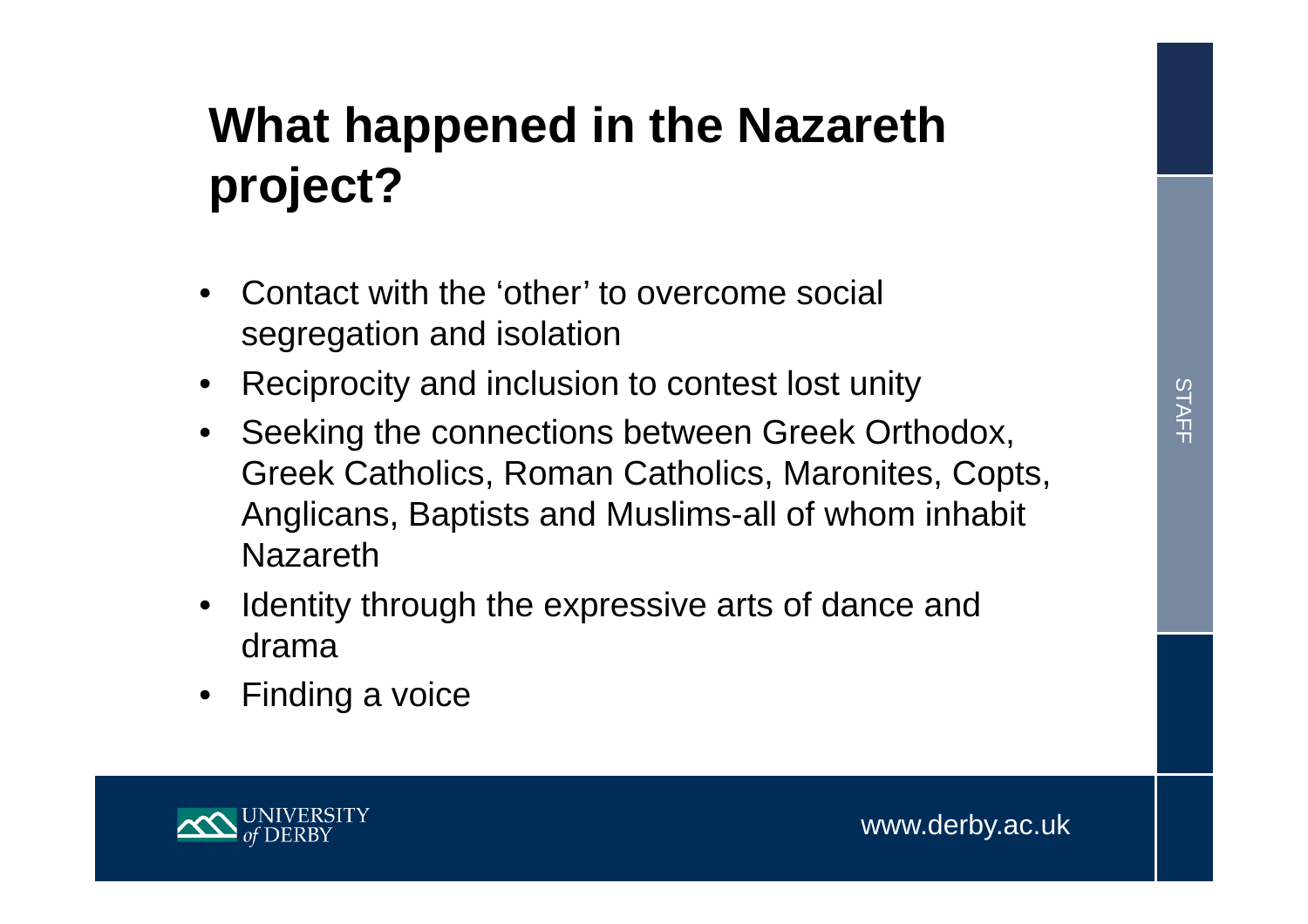# What happened in the Nazareth project?

- Contact with the 'other' to overcome social segregation and isolation
- Reciprocity and inclusion to contest lost unity
- Seeking the connections between Greek Orthodox, Greek Catholics, Roman Catholics, Maronites, Copts, Anglicans, Baptists and Muslims-all of whom inhabit Nazareth
- Identity through the expressive arts of dance and drama
- Finding a voice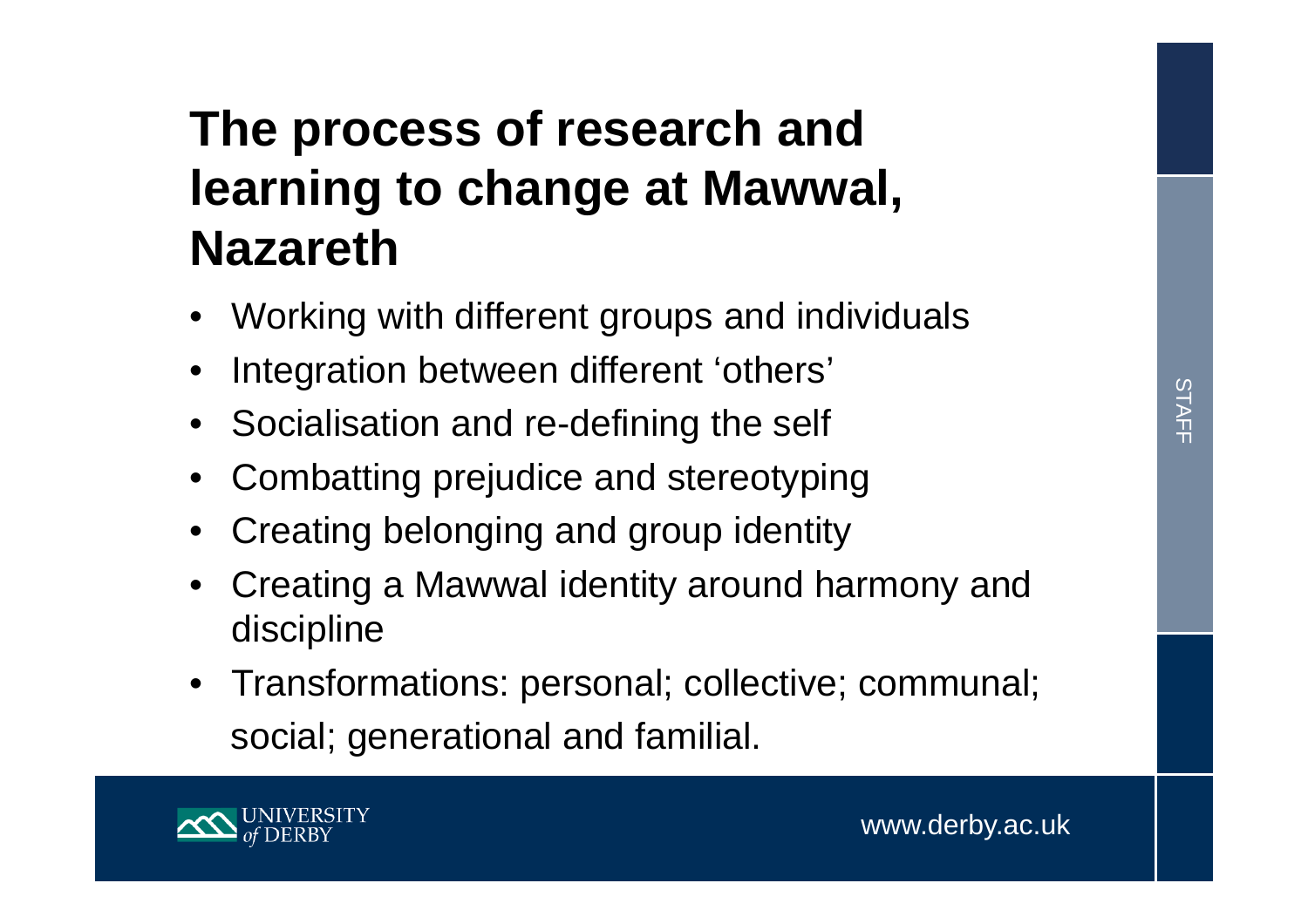# The process of research and learning to change at Mawwal, Nazareth

- Working with different groups and individuals
- Integration between different 'others'
- Socialisation and re-defining the self
- Combatting prejudice and stereotyping
- Creating belonging and group identity
- Creating a Mawwal identity around harmony and discipline
- Transformations: personal; collective; communal; social; generational and familial.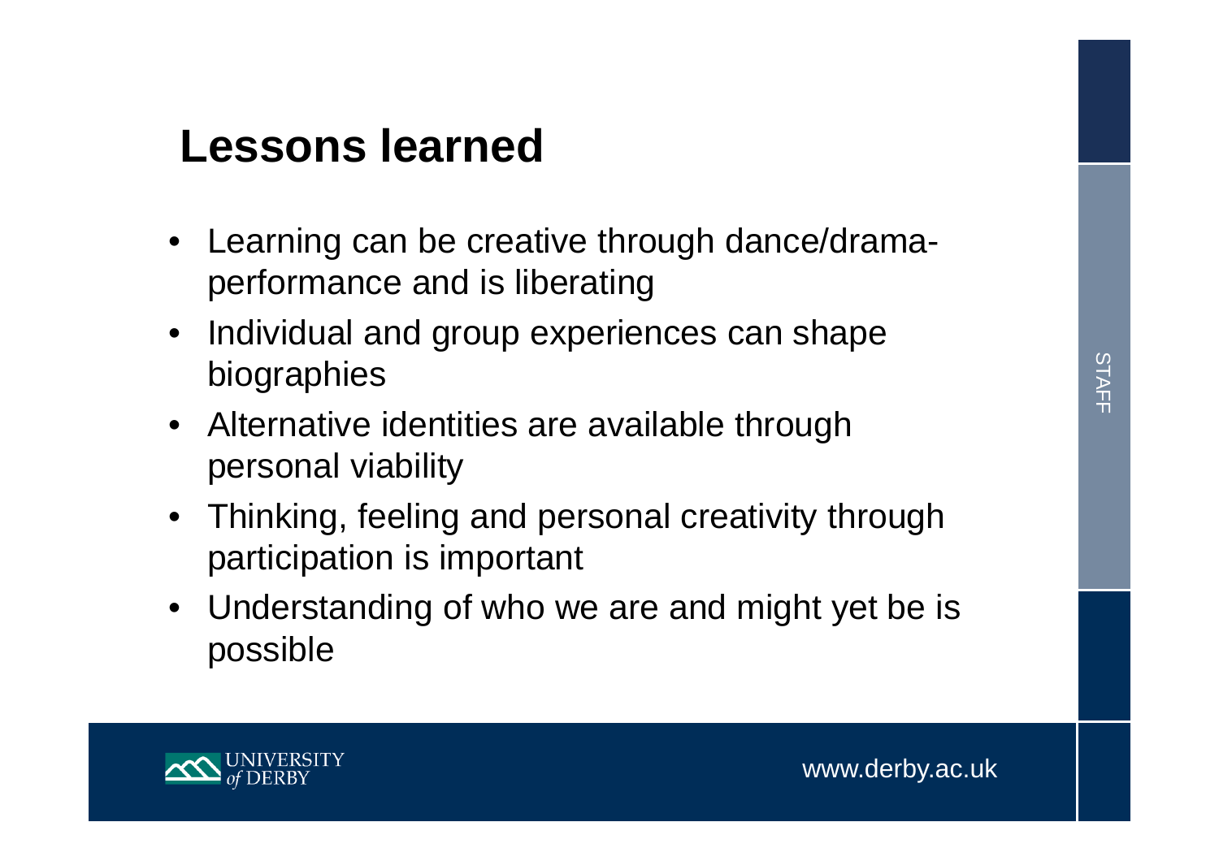# Lessons learned

- Learning can be creative through dance/drama-performance and is liberating
- Individual and group experiences can shape biographies
- Alternative identities are available through personal viability
- Thinking, feeling and personal creativity through participation is important
- Understanding of who we are and might yet be is possible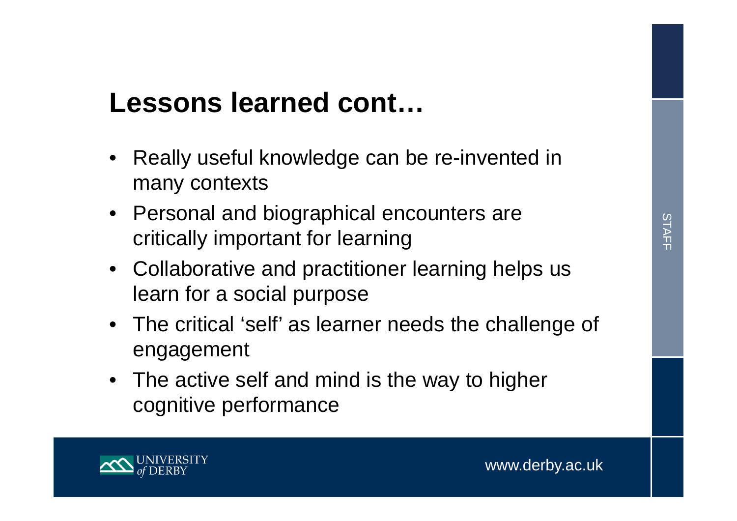## Lessons learned cont…

- Really useful knowledge can be re-invented in many contexts
- Personal and biographical encounters are critically important for learning
- Collaborative and practitioner learning helps us learn for a social purpose
- The critical 'self' as learner needs the challenge of engagement
- The active self and mind is the way to higher cognitive performance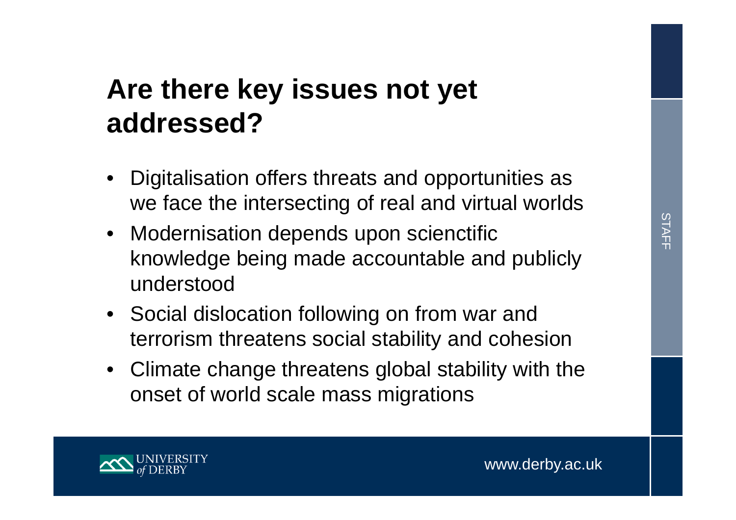# Are there key issues not yet addressed?

- Digitalisation offers threats and opportunities as we face the intersecting of real and virtual worlds
- Modernisation depends upon scienctific knowledge being made accountable and publicly understood
- Social dislocation following on from war and terrorism threatens social stability and cohesion
- Climate change threatens global stability with the onset of world scale mass migrations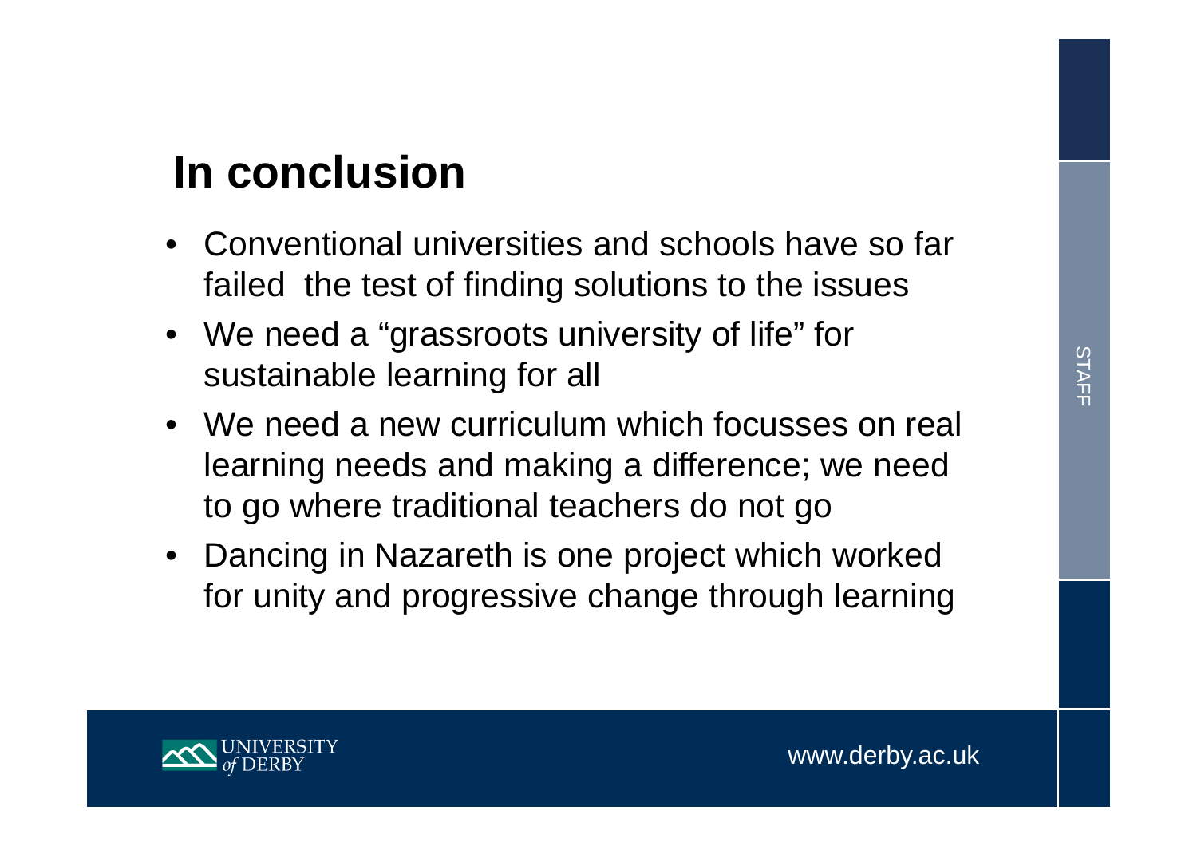# In conclusion

- Conventional universities and schools have so far failed the test of finding solutions to the issues
- We need a "grassroots university of life" for sustainable learning for all
- We need a new curriculum which focusses on real learning needs and making a difference; we need to go where traditional teachers do not go
- Dancing in Nazareth is one project which worked for unity and progressive change through learning